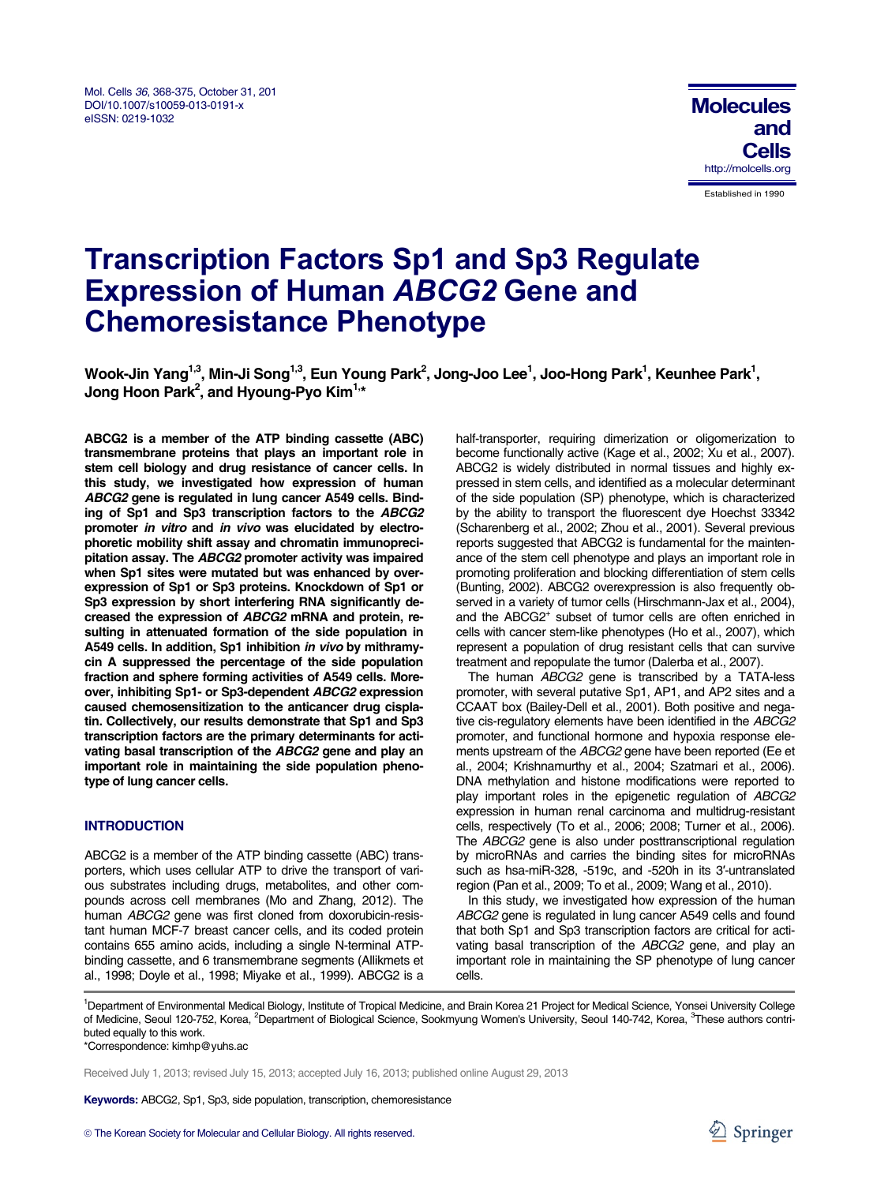Mol. Cells *36*, 368-375, October 31, 201
DOI/10.1007/s10059-013-0191-x
eISSN: 0219-1032

# Transcription Factors Sp1 and Sp3 Regulate Expression of Human *ABCG2* Gene and Chemoresistance Phenotype

**Wook-Jin Yang[1,3], Min-Ji Song[1,3], Eun Young Park[2], Jong-Joo Lee[1], Joo-Hong Park[1], Keunhee Park[1], Jong Hoon Park[2], and Hyoung-Pyo Kim[1,*]**

**ABCG2 is a member of the ATP binding cassette (ABC) transmembrane proteins that plays an important role in stem cell biology and drug resistance of cancer cells. In this study, we investigated how expression of human *ABCG2* gene is regulated in lung cancer A549 cells. Binding of Sp1 and Sp3 transcription factors to the *ABCG2* promoter *in vitro* and *in vivo* was elucidated by electrophoretic mobility shift assay and chromatin immunoprecipitation assay. The *ABCG2* promoter activity was impaired when Sp1 sites were mutated but was enhanced by overexpression of Sp1 or Sp3 proteins. Knockdown of Sp1 or Sp3 expression by short interfering RNA significantly decreased the expression of *ABCG2* mRNA and protein, resulting in attenuated formation of the side population in A549 cells. In addition, Sp1 inhibition *in vivo* by mithramycin A suppressed the percentage of the side population fraction and sphere forming activities of A549 cells. Moreover, inhibiting Sp1- or Sp3-dependent *ABCG2* expression caused chemosensitization to the anticancer drug cisplatin. Collectively, our results demonstrate that Sp1 and Sp3 transcription factors are the primary determinants for activating basal transcription of the *ABCG2* gene and play an important role in maintaining the side population phenotype of lung cancer cells.**

## INTRODUCTION

ABCG2 is a member of the ATP binding cassette (ABC) transporters, which uses cellular ATP to drive the transport of various substrates including drugs, metabolites, and other compounds across cell membranes (Mo and Zhang, 2012). The human *ABCG2* gene was first cloned from doxorubicin-resistant human MCF-7 breast cancer cells, and its coded protein contains 655 amino acids, including a single N-terminal ATP-binding cassette, and 6 transmembrane segments (Allikmets et al., 1998; Doyle et al., 1998; Miyake et al., 1999). ABCG2 is a half-transporter, requiring dimerization or oligomerization to become functionally active (Kage et al., 2002; Xu et al., 2007). ABCG2 is widely distributed in normal tissues and highly expressed in stem cells, and identified as a molecular determinant of the side population (SP) phenotype, which is characterized by the ability to transport the fluorescent dye Hoechst 33342 (Scharenberg et al., 2002; Zhou et al., 2001). Several previous reports suggested that ABCG2 is fundamental for the maintenance of the stem cell phenotype and plays an important role in promoting proliferation and blocking differentiation of stem cells (Bunting, 2002). ABCG2 overexpression is also frequently observed in a variety of tumor cells (Hirschmann-Jax et al., 2004), and the ABCG2$^{+}$ subset of tumor cells are often enriched in cells with cancer stem-like phenotypes (Ho et al., 2007), which represent a population of drug resistant cells that can survive treatment and repopulate the tumor (Dalerba et al., 2007).

The human *ABCG2* gene is transcribed by a TATA-less promoter, with several putative Sp1, AP1, and AP2 sites and a CCAAT box (Bailey-Dell et al., 2001). Both positive and negative cis-regulatory elements have been identified in the *ABCG2* promoter, and functional hormone and hypoxia response elements upstream of the *ABCG2* gene have been reported (Ee et al., 2004; Krishnamurthy et al., 2004; Szatmari et al., 2006). DNA methylation and histone modifications were reported to play important roles in the epigenetic regulation of *ABCG2* expression in human renal carcinoma and multidrug-resistant cells, respectively (To et al., 2006; 2008; Turner et al., 2006). The *ABCG2* gene is also under posttranscriptional regulation by microRNAs and carries the binding sites for microRNAs such as hsa-miR-328, -519c, and -520h in its 3′-untranslated region (Pan et al., 2009; To et al., 2009; Wang et al., 2010).

In this study, we investigated how expression of the human *ABCG2* gene is regulated in lung cancer A549 cells and found that both Sp1 and Sp3 transcription factors are critical for activating basal transcription of the *ABCG2* gene, and play an important role in maintaining the SP phenotype of lung cancer cells.

[1]Department of Environmental Medical Biology, Institute of Tropical Medicine, and Brain Korea 21 Project for Medical Science, Yonsei University College of Medicine, Seoul 120-752, Korea, [2]Department of Biological Science, Sookmyung Women's University, Seoul 140-742, Korea, [3]These authors contributed equally to this work.
*Correspondence: kimhp@yuhs.ac

Received July 1, 2013; revised July 15, 2013; accepted July 16, 2013; published online August 29, 2013

**Keywords:** ABCG2, Sp1, Sp3, side population, transcription, chemoresistance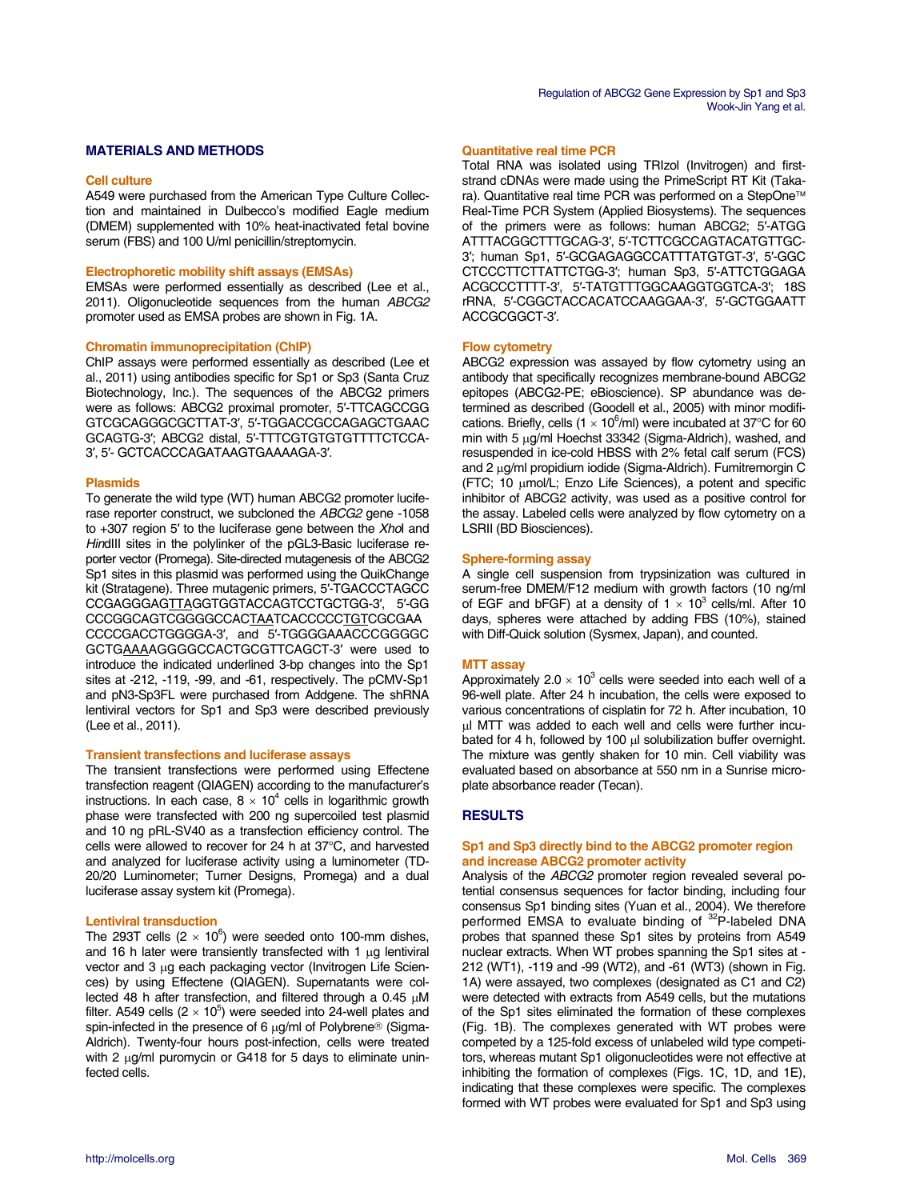## MATERIALS AND METHODS

### Cell culture

A549 were purchased from the American Type Culture Collection and maintained in Dulbecco's modified Eagle medium (DMEM) supplemented with 10% heat-inactivated fetal bovine serum (FBS) and 100 U/ml penicillin/streptomycin.

### Electrophoretic mobility shift assays (EMSAs)

EMSAs were performed essentially as described (Lee et al., 2011). Oligonucleotide sequences from the human *ABCG2* promoter used as EMSA probes are shown in Fig. 1A.

### Chromatin immunoprecipitation (ChIP)

ChIP assays were performed essentially as described (Lee et al., 2011) using antibodies specific for Sp1 or Sp3 (Santa Cruz Biotechnology, Inc.). The sequences of the ABCG2 primers were as follows: ABCG2 proximal promoter, 5′-TTCAGCCGGGTCGCAGGGCGCTTAT-3′, 5′-TGGACCGCCAGAGCTGAACGCAGTG-3′; ABCG2 distal, 5′-TTTCGTGTGTGTTTTCTCCA-3′, 5′- GCTCACCCAGATAAGTGAAAAGA-3′.

### Plasmids

To generate the wild type (WT) human ABCG2 promoter luciferase reporter construct, we subcloned the *ABCG2* gene -1058 to +307 region 5′ to the luciferase gene between the *Xho*I and *Hin*dIII sites in the polylinker of the pGL3-Basic luciferase reporter vector (Promega). Site-directed mutagenesis of the ABCG2 Sp1 sites in this plasmid was performed using the QuikChange kit (Stratagene). Three mutagenic primers, 5′-TGACCCTAGCCCCGAGGGAGTTAGGTGGTACCAGTCCTGCTGG-3′, 5′-GGCCCGGCAGTCGGGGCCACTAATCACCCCCTGTCGCGAACCCCGACCTGGGGA-3′, and 5′-TGGGGAAACCCGGGGCGCTGAAAAGGGGCCACTGCGTTCAGCT-3′ were used to introduce the indicated underlined 3-bp changes into the Sp1 sites at -212, -119, -99, and -61, respectively. The pCMV-Sp1 and pN3-Sp3FL were purchased from Addgene. The shRNA lentiviral vectors for Sp1 and Sp3 were described previously (Lee et al., 2011).

### Transient transfections and luciferase assays

The transient transfections were performed using Effectene transfection reagent (QIAGEN) according to the manufacturer's instructions. In each case, $8 \times 10^4$ cells in logarithmic growth phase were transfected with 200 ng supercoiled test plasmid and 10 ng pRL-SV40 as a transfection efficiency control. The cells were allowed to recover for 24 h at 37°C, and harvested and analyzed for luciferase activity using a luminometer (TD-20/20 Luminometer; Turner Designs, Promega) and a dual luciferase assay system kit (Promega).

### Lentiviral transduction

The 293T cells ($2 \times 10^6$) were seeded onto 100-mm dishes, and 16 h later were transiently transfected with 1 μg lentiviral vector and 3 μg each packaging vector (Invitrogen Life Sciences) by using Effectene (QIAGEN). Supernatants were collected 48 h after transfection, and filtered through a 0.45 μM filter. A549 cells ($2 \times 10^5$) were seeded into 24-well plates and spin-infected in the presence of 6 μg/ml of Polybrene® (Sigma-Aldrich). Twenty-four hours post-infection, cells were treated with 2 μg/ml puromycin or G418 for 5 days to eliminate uninfected cells.

### Quantitative real time PCR

Total RNA was isolated using TRIzol (Invitrogen) and first-strand cDNAs were made using the PrimeScript RT Kit (Takara). Quantitative real time PCR was performed on a StepOne™ Real-Time PCR System (Applied Biosystems). The sequences of the primers were as follows: human ABCG2; 5′-ATGGATTTACGGCTTTGCAG-3′, 5′-TCTTCGCCAGTACATGTTGC-3′; human Sp1, 5′-GCGAGAGGCCATTTATGTGT-3′, 5′-GGCCTCCCTTCTTATTCTGG-3′; human Sp3, 5′-ATTCTGGAGAACGCCCTTTT-3′, 5′-TATGTTTGGCAAGGTGGTCA-3′; 18S rRNA, 5′-CGGCTACCACATCCAAGGAA-3′, 5′-GCTGGAATTACCGCGGCT-3′.

### Flow cytometry

ABCG2 expression was assayed by flow cytometry using an antibody that specifically recognizes membrane-bound ABCG2 epitopes (ABCG2-PE; eBioscience). SP abundance was determined as described (Goodell et al., 2005) with minor modifications. Briefly, cells ($1 \times 10^6$/ml) were incubated at 37°C for 60 min with 5 μg/ml Hoechst 33342 (Sigma-Aldrich), washed, and resuspended in ice-cold HBSS with 2% fetal calf serum (FCS) and 2 μg/ml propidium iodide (Sigma-Aldrich). Fumitremorgin C (FTC; 10 μmol/L; Enzo Life Sciences), a potent and specific inhibitor of ABCG2 activity, was used as a positive control for the assay. Labeled cells were analyzed by flow cytometry on a LSRII (BD Biosciences).

### Sphere-forming assay

A single cell suspension from trypsinization was cultured in serum-free DMEM/F12 medium with growth factors (10 ng/ml of EGF and bFGF) at a density of $1 \times 10^3$ cells/ml. After 10 days, spheres were attached by adding FBS (10%), stained with Diff-Quick solution (Sysmex, Japan), and counted.

### MTT assay

Approximately $2.0 \times 10^3$ cells were seeded into each well of a 96-well plate. After 24 h incubation, the cells were exposed to various concentrations of cisplatin for 72 h. After incubation, 10 μl MTT was added to each well and cells were further incubated for 4 h, followed by 100 μl solubilization buffer overnight. The mixture was gently shaken for 10 min. Cell viability was evaluated based on absorbance at 550 nm in a Sunrise microplate absorbance reader (Tecan).

## RESULTS

### Sp1 and Sp3 directly bind to the ABCG2 promoter region and increase ABCG2 promoter activity

Analysis of the *ABCG2* promoter region revealed several potential consensus sequences for factor binding, including four consensus Sp1 binding sites (Yuan et al., 2004). We therefore performed EMSA to evaluate binding of $^{32}$P-labeled DNA probes that spanned these Sp1 sites by proteins from A549 nuclear extracts. When WT probes spanning the Sp1 sites at -212 (WT1), -119 and -99 (WT2), and -61 (WT3) (shown in Fig. 1A) were assayed, two complexes (designated as C1 and C2) were detected with extracts from A549 cells, but the mutations of the Sp1 sites eliminated the formation of these complexes (Fig. 1B). The complexes generated with WT probes were competed by a 125-fold excess of unlabeled wild type competitors, whereas mutant Sp1 oligonucleotides were not effective at inhibiting the formation of complexes (Figs. 1C, 1D, and 1E), indicating that these complexes were specific. The complexes formed with WT probes were evaluated for Sp1 and Sp3 using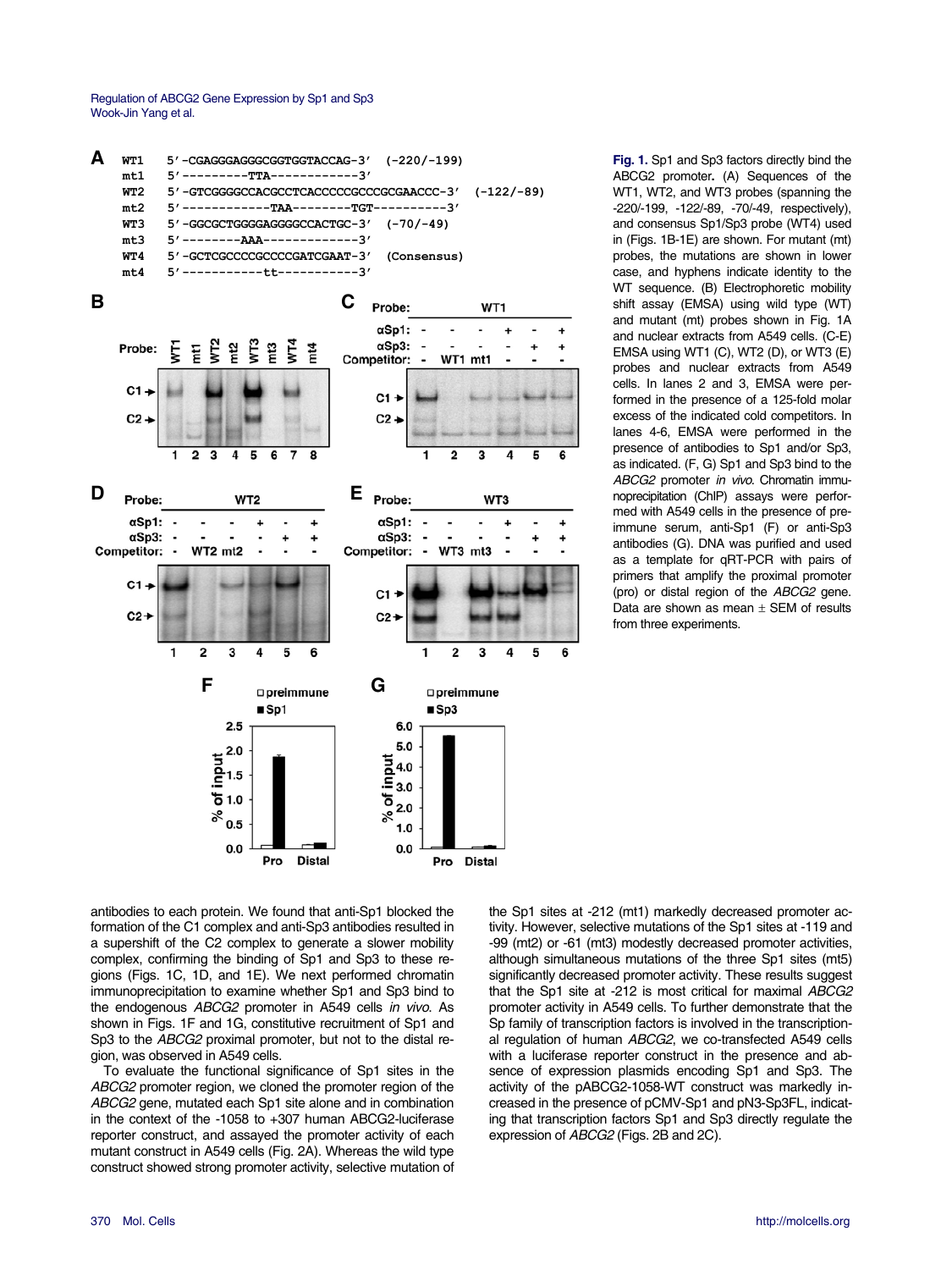**Fig. 1.** Sp1 and Sp3 factors directly bind the ABCG2 promoter. (A) Sequences of the WT1, WT2, and WT3 probes (spanning the -220/-199, -122/-89, -70/-49, respectively), and consensus Sp1/Sp3 probe (WT4) used in (Figs. 1B-1E) are shown. For mutant (mt) probes, the mutations are shown in lower case, and hyphens indicate identity to the WT sequence. (B) Electrophoretic mobility shift assay (EMSA) using wild type (WT) and mutant (mt) probes shown in Fig. 1A and nuclear extracts from A549 cells. (C-E) EMSA using WT1 (C), WT2 (D), or WT3 (E) probes and nuclear extracts from A549 cells. In lanes 2 and 3, EMSA were performed in the presence of a 125-fold molar excess of the indicated cold competitors. In lanes 4-6, EMSA were performed in the presence of antibodies to Sp1 and/or Sp3, as indicated. (F, G) Sp1 and Sp3 bind to the *ABCG2* promoter *in vivo*. Chromatin immunoprecipitation (ChIP) assays were performed with A549 cells in the presence of preimmune serum, anti-Sp1 (F) or anti-Sp3 antibodies (G). DNA was purified and used as a template for qRT-PCR with pairs of primers that amplify the proximal promoter (pro) or distal region of the *ABCG2* gene. Data are shown as mean ± SEM of results from three experiments.

antibodies to each protein. We found that anti-Sp1 blocked the formation of the C1 complex and anti-Sp3 antibodies resulted in a supershift of the C2 complex to generate a slower mobility complex, confirming the binding of Sp1 and Sp3 to these regions (Figs. 1C, 1D, and 1E). We next performed chromatin immunoprecipitation to examine whether Sp1 and Sp3 bind to the endogenous *ABCG2* promoter in A549 cells *in vivo*. As shown in Figs. 1F and 1G, constitutive recruitment of Sp1 and Sp3 to the *ABCG2* proximal promoter, but not to the distal region, was observed in A549 cells.

To evaluate the functional significance of Sp1 sites in the *ABCG2* promoter region, we cloned the promoter region of the *ABCG2* gene, mutated each Sp1 site alone and in combination in the context of the -1058 to +307 human ABCG2-luciferase reporter construct, and assayed the promoter activity of each mutant construct in A549 cells (Fig. 2A). Whereas the wild type construct showed strong promoter activity, selective mutation of the Sp1 sites at -212 (mt1) markedly decreased promoter activity. However, selective mutations of the Sp1 sites at -119 and -99 (mt2) or -61 (mt3) modestly decreased promoter activities, although simultaneous mutations of the three Sp1 sites (mt5) significantly decreased promoter activity. These results suggest that the Sp1 site at -212 is most critical for maximal *ABCG2* promoter activity in A549 cells. To further demonstrate that the Sp family of transcription factors is involved in the transcriptional regulation of human *ABCG2*, we co-transfected A549 cells with a luciferase reporter construct in the presence and absence of expression plasmids encoding Sp1 and Sp3. The activity of the pABCG2-1058-WT construct was markedly increased in the presence of pCMV-Sp1 and pN3-Sp3FL, indicating that transcription factors Sp1 and Sp3 directly regulate the expression of *ABCG2* (Figs. 2B and 2C).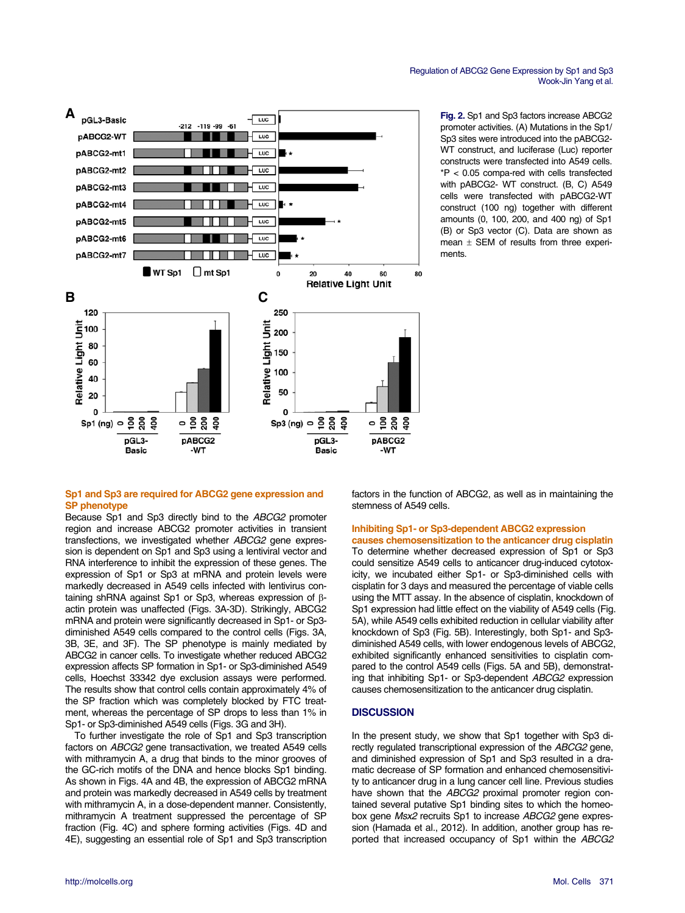Fig. 2. Sp1 and Sp3 factors increase ABCG2 promoter activities. (A) Mutations in the Sp1/Sp3 sites were introduced into the pABCG2-WT construct, and luciferase (Luc) reporter constructs were transfected into A549 cells. *P < 0.05 compa-red with cells transfected with pABCG2- WT construct. (B, C) A549 cells were transfected with pABCG2-WT construct (100 ng) together with different amounts (0, 100, 200, and 400 ng) of Sp1 (B) or Sp3 vector (C). Data are shown as mean ± SEM of results from three experiments.

## Sp1 and Sp3 are required for ABCG2 gene expression and SP phenotype

Because Sp1 and Sp3 directly bind to the *ABCG2* promoter region and increase ABCG2 promoter activities in transient transfections, we investigated whether *ABCG2* gene expression is dependent on Sp1 and Sp3 using a lentiviral vector and RNA interference to inhibit the expression of these genes. The expression of Sp1 or Sp3 at mRNA and protein levels were markedly decreased in A549 cells infected with lentivirus containing shRNA against Sp1 or Sp3, whereas expression of β-actin protein was unaffected (Figs. 3A-3D). Strikingly, ABCG2 mRNA and protein were significantly decreased in Sp1- or Sp3-diminished A549 cells compared to the control cells (Figs. 3A, 3B, 3E, and 3F). The SP phenotype is mainly mediated by ABCG2 in cancer cells. To investigate whether reduced ABCG2 expression affects SP formation in Sp1- or Sp3-diminished A549 cells, Hoechst 33342 dye exclusion assays were performed. The results show that control cells contain approximately 4% of the SP fraction which was completely blocked by FTC treatment, whereas the percentage of SP drops to less than 1% in Sp1- or Sp3-diminished A549 cells (Figs. 3G and 3H).

To further investigate the role of Sp1 and Sp3 transcription factors on *ABCG2* gene transactivation, we treated A549 cells with mithramycin A, a drug that binds to the minor grooves of the GC-rich motifs of the DNA and hence blocks Sp1 binding. As shown in Figs. 4A and 4B, the expression of ABCG2 mRNA and protein was markedly decreased in A549 cells by treatment with mithramycin A, in a dose-dependent manner. Consistently, mithramycin A treatment suppressed the percentage of SP fraction (Fig. 4C) and sphere forming activities (Figs. 4D and 4E), suggesting an essential role of Sp1 and Sp3 transcription factors in the function of ABCG2, as well as in maintaining the stemness of A549 cells.

## Inhibiting Sp1- or Sp3-dependent ABCG2 expression causes chemosensitization to the anticancer drug cisplatin

To determine whether decreased expression of Sp1 or Sp3 could sensitize A549 cells to anticancer drug-induced cytotoxicity, we incubated either Sp1- or Sp3-diminished cells with cisplatin for 3 days and measured the percentage of viable cells using the MTT assay. In the absence of cisplatin, knockdown of Sp1 expression had little effect on the viability of A549 cells (Fig. 5A), while A549 cells exhibited reduction in cellular viability after knockdown of Sp3 (Fig. 5B). Interestingly, both Sp1- and Sp3-diminished A549 cells, with lower endogenous levels of ABCG2, exhibited significantly enhanced sensitivities to cisplatin compared to the control A549 cells (Figs. 5A and 5B), demonstrating that inhibiting Sp1- or Sp3-dependent *ABCG2* expression causes chemosensitization to the anticancer drug cisplatin.

## DISCUSSION

In the present study, we show that Sp1 together with Sp3 directly regulated transcriptional expression of the *ABCG2* gene, and diminished expression of Sp1 and Sp3 resulted in a dramatic decrease of SP formation and enhanced chemosensitivity to anticancer drug in a lung cancer cell line. Previous studies have shown that the *ABCG2* proximal promoter region contained several putative Sp1 binding sites to which the homeobox gene *Msx2* recruits Sp1 to increase *ABCG2* gene expression (Hamada et al., 2012). In addition, another group has reported that increased occupancy of Sp1 within the *ABCG2*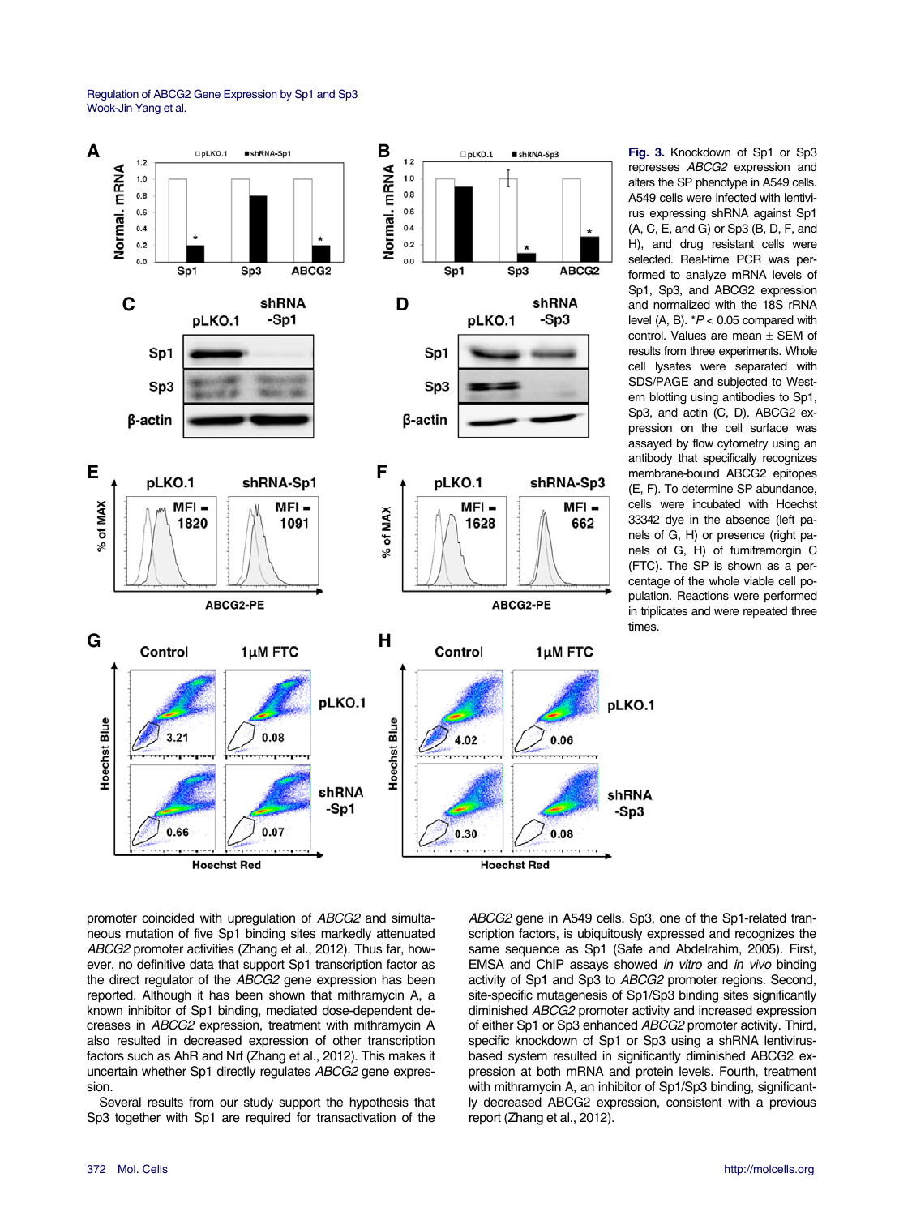**Fig. 3.** Knockdown of Sp1 or Sp3 represses *ABCG2* expression and alters the SP phenotype in A549 cells. A549 cells were infected with lentivirus expressing shRNA against Sp1 (A, C, E, and G) or Sp3 (B, D, F, and H), and drug resistant cells were selected. Real-time PCR was performed to analyze mRNA levels of Sp1, Sp3, and ABCG2 expression and normalized with the 18S rRNA level (A, B). *$P < 0.05$ compared with control. Values are mean ± SEM of results from three experiments. Whole cell lysates were separated with SDS/PAGE and subjected to Western blotting using antibodies to Sp1, Sp3, and actin (C, D). ABCG2 expression on the cell surface was assayed by flow cytometry using an antibody that specifically recognizes membrane-bound ABCG2 epitopes (E, F). To determine SP abundance, cells were incubated with Hoechst 33342 dye in the absence (left panels of G, H) or presence (right panels of G, H) of fumitremorgin C (FTC). The SP is shown as a percentage of the whole viable cell population. Reactions were performed in triplicates and were repeated three times.

promoter coincided with upregulation of *ABCG2* and simultaneous mutation of five Sp1 binding sites markedly attenuated *ABCG2* promoter activities (Zhang et al., 2012). Thus far, however, no definitive data that support Sp1 transcription factor as the direct regulator of the *ABCG2* gene expression has been reported. Although it has been shown that mithramycin A, a known inhibitor of Sp1 binding, mediated dose-dependent decreases in *ABCG2* expression, treatment with mithramycin A also resulted in decreased expression of other transcription factors such as AhR and Nrf (Zhang et al., 2012). This makes it uncertain whether Sp1 directly regulates *ABCG2* gene expression.

Several results from our study support the hypothesis that Sp3 together with Sp1 are required for transactivation of the *ABCG2* gene in A549 cells. Sp3, one of the Sp1-related transcription factors, is ubiquitously expressed and recognizes the same sequence as Sp1 (Safe and Abdelrahim, 2005). First, EMSA and ChIP assays showed *in vitro* and *in vivo* binding activity of Sp1 and Sp3 to *ABCG2* promoter regions. Second, site-specific mutagenesis of Sp1/Sp3 binding sites significantly diminished *ABCG2* promoter activity and increased expression of either Sp1 or Sp3 enhanced *ABCG2* promoter activity. Third, specific knockdown of Sp1 or Sp3 using a shRNA lentivirus-based system resulted in significantly diminished ABCG2 expression at both mRNA and protein levels. Fourth, treatment with mithramycin A, an inhibitor of Sp1/Sp3 binding, significantly decreased ABCG2 expression, consistent with a previous report (Zhang et al., 2012).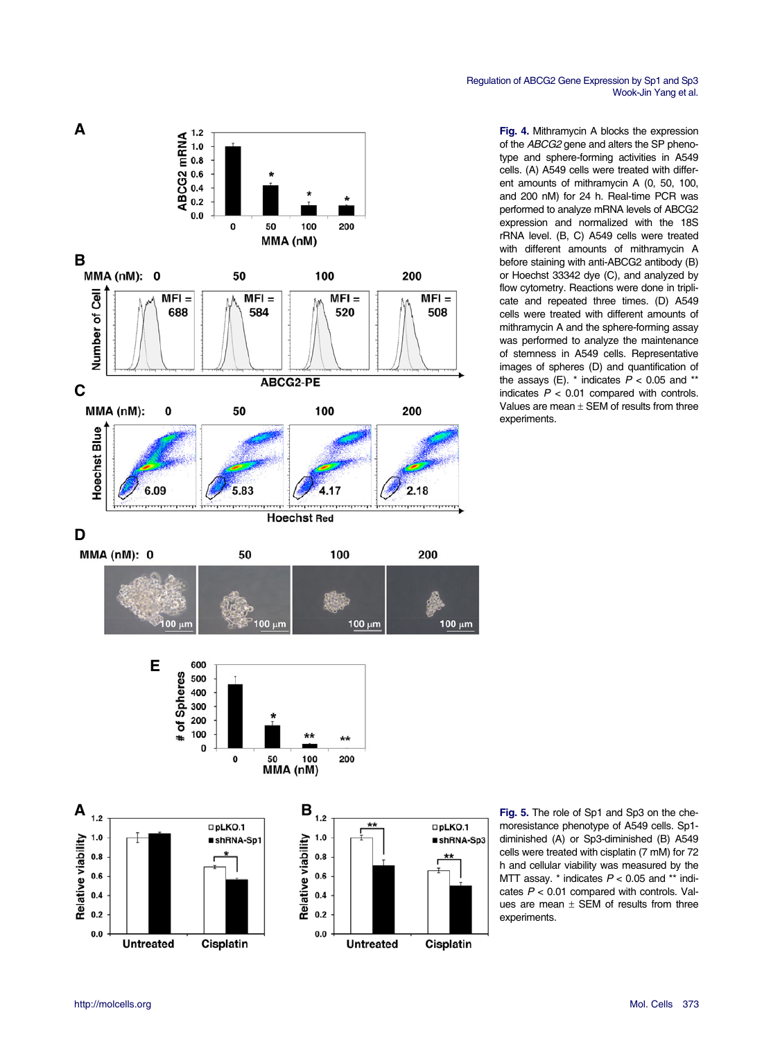**Fig. 4.** Mithramycin A blocks the expression of the *ABCG2* gene and alters the SP phenotype and sphere-forming activities in A549 cells. (A) A549 cells were treated with different amounts of mithramycin A (0, 50, 100, and 200 nM) for 24 h. Real-time PCR was performed to analyze mRNA levels of ABCG2 expression and normalized with the 18S rRNA level. (B, C) A549 cells were treated with different amounts of mithramycin A before staining with anti-ABCG2 antibody (B) or Hoechst 33342 dye (C), and analyzed by flow cytometry. Reactions were done in triplicate and repeated three times. (D) A549 cells were treated with different amounts of mithramycin A and the sphere-forming assay was performed to analyze the maintenance of stemness in A549 cells. Representative images of spheres (D) and quantification of the assays (E). * indicates $P < 0.05$ and ** indicates $P < 0.01$ compared with controls. Values are mean ± SEM of results from three experiments.

**Fig. 5.** The role of Sp1 and Sp3 on the chemoresistance phenotype of A549 cells. Sp1-diminished (A) or Sp3-diminished (B) A549 cells were treated with cisplatin (7 mM) for 72 h and cellular viability was measured by the MTT assay. * indicates $P < 0.05$ and ** indicates $P < 0.01$ compared with controls. Values are mean ± SEM of results from three experiments.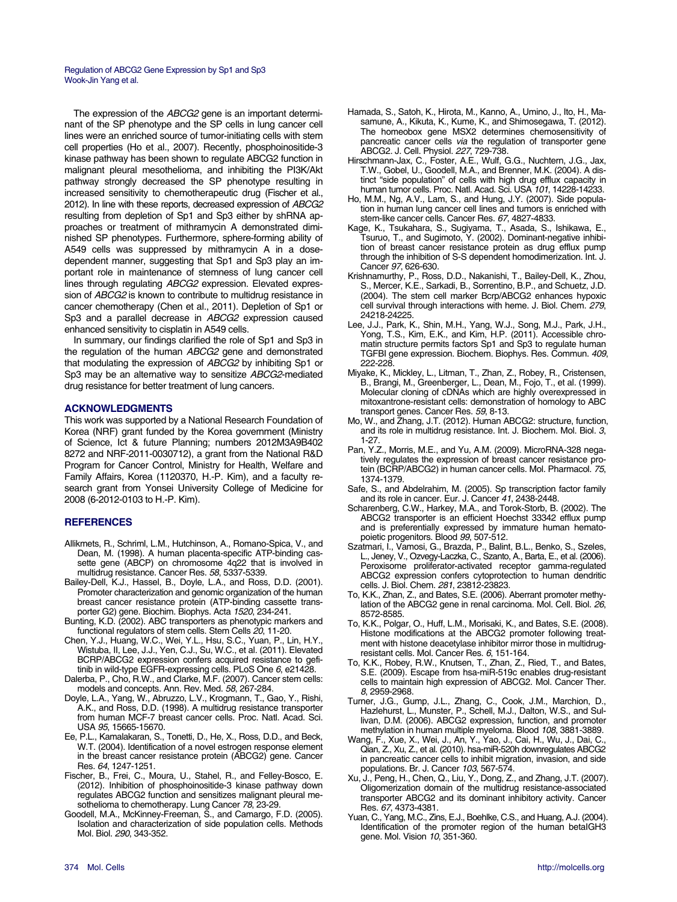The expression of the *ABCG2* gene is an important determinant of the SP phenotype and the SP cells in lung cancer cell lines were an enriched source of tumor-initiating cells with stem cell properties (Ho et al., 2007). Recently, phosphoinositide-3 kinase pathway has been shown to regulate ABCG2 function in malignant pleural mesothelioma, and inhibiting the PI3K/Akt pathway strongly decreased the SP phenotype resulting in increased sensitivity to chemotherapeutic drug (Fischer et al., 2012). In line with these reports, decreased expression of *ABCG2* resulting from depletion of Sp1 and Sp3 either by shRNA approaches or treatment of mithramycin A demonstrated diminished SP phenotypes. Furthermore, sphere-forming ability of A549 cells was suppressed by mithramycin A in a dose-dependent manner, suggesting that Sp1 and Sp3 play an important role in maintenance of stemness of lung cancer cell lines through regulating *ABCG2* expression. Elevated expression of *ABCG2* is known to contribute to multidrug resistance in cancer chemotherapy (Chen et al., 2011). Depletion of Sp1 or Sp3 and a parallel decrease in *ABCG2* expression caused enhanced sensitivity to cisplatin in A549 cells.

In summary, our findings clarified the role of Sp1 and Sp3 in the regulation of the human *ABCG2* gene and demonstrated that modulating the expression of *ABCG2* by inhibiting Sp1 or Sp3 may be an alternative way to sensitize *ABCG2*-mediated drug resistance for better treatment of lung cancers.

## ACKNOWLEDGMENTS

This work was supported by a National Research Foundation of Korea (NRF) grant funded by the Korea government (Ministry of Science, Ict & future Planning; numbers 2012M3A9B402 8272 and NRF-2011-0030712), a grant from the National R&D Program for Cancer Control, Ministry for Health, Welfare and Family Affairs, Korea (1120370, H.-P. Kim), and a faculty research grant from Yonsei University College of Medicine for 2008 (6-2012-0103 to H.-P. Kim).

## REFERENCES

Allikmets, R., Schriml, L.M., Hutchinson, A., Romano-Spica, V., and Dean, M. (1998). A human placenta-specific ATP-binding cassette gene (ABCP) on chromosome 4q22 that is involved in multidrug resistance. Cancer Res. *58*, 5337-5339.

Bailey-Dell, K.J., Hassel, B., Doyle, L.A., and Ross, D.D. (2001). Promoter characterization and genomic organization of the human breast cancer resistance protein (ATP-binding cassette transporter G2) gene. Biochim. Biophys. Acta *1520*, 234-241.

Bunting, K.D. (2002). ABC transporters as phenotypic markers and functional regulators of stem cells. Stem Cells *20*, 11-20.

Chen, Y.J., Huang, W.C., Wei, Y.L., Hsu, S.C., Yuan, P., Lin, H.Y., Wistuba, II, Lee, J.J., Yen, C.J., Su, W.C., et al. (2011). Elevated BCRP/ABCG2 expression confers acquired resistance to gefitinib in wild-type EGFR-expressing cells. PLoS One *6*, e21428.

Dalerba, P., Cho, R.W., and Clarke, M.F. (2007). Cancer stem cells: models and concepts. Ann. Rev. Med. *58*, 267-284.

Doyle, L.A., Yang, W., Abruzzo, L.V., Krogmann, T., Gao, Y., Rishi, A.K., and Ross, D.D. (1998). A multidrug resistance transporter from human MCF-7 breast cancer cells. Proc. Natl. Acad. Sci. USA *95*, 15665-15670.

Ee, P.L., Kamalakaran, S., Tonetti, D., He, X., Ross, D.D., and Beck, W.T. (2004). Identification of a novel estrogen response element in the breast cancer resistance protein (ABCG2) gene. Cancer Res. *64*, 1247-1251.

Fischer, B., Frei, C., Moura, U., Stahel, R., and Felley-Bosco, E. (2012). Inhibition of phosphoinositide-3 kinase pathway down regulates ABCG2 function and sensitizes malignant pleural mesothelioma to chemotherapy. Lung Cancer *78*, 23-29.

Goodell, M.A., McKinney-Freeman, S., and Camargo, F.D. (2005). Isolation and characterization of side population cells. Methods Mol. Biol. *290*, 343-352.

Hamada, S., Satoh, K., Hirota, M., Kanno, A., Umino, J., Ito, H., Masamune, A., Kikuta, K., Kume, K., and Shimosegawa, T. (2012). The homeobox gene MSX2 determines chemosensitivity of pancreatic cancer cells *via* the regulation of transporter gene ABCG2. J. Cell. Physiol. *227*, 729-738.

Hirschmann-Jax, C., Foster, A.E., Wulf, G.G., Nuchtern, J.G., Jax, T.W., Gobel, U., Goodell, M.A., and Brenner, M.K. (2004). A distinct "side population" of cells with high drug efflux capacity in human tumor cells. Proc. Natl. Acad. Sci. USA *101*, 14228-14233.

Ho, M.M., Ng, A.V., Lam, S., and Hung, J.Y. (2007). Side population in human lung cancer cell lines and tumors is enriched with stem-like cancer cells. Cancer Res. *67*, 4827-4833.

Kage, K., Tsukahara, S., Sugiyama, T., Asada, S., Ishikawa, E., Tsuruo, T., and Sugimoto, Y. (2002). Dominant-negative inhibition of breast cancer resistance protein as drug efflux pump through the inhibition of S-S dependent homodimerization. Int. J. Cancer *97*, 626-630.

Krishnamurthy, P., Ross, D.D., Nakanishi, T., Bailey-Dell, K., Zhou, S., Mercer, K.E., Sarkadi, B., Sorrentino, B.P., and Schuetz, J.D. (2004). The stem cell marker Bcrp/ABCG2 enhances hypoxic cell survival through interactions with heme. J. Biol. Chem. *279*, 24218-24225.

Lee, J.J., Park, K., Shin, M.H., Yang, W.J., Song, M.J., Park, J.H., Yong, T.S., Kim, E.K., and Kim, H.P. (2011). Accessible chromatin structure permits factors Sp1 and Sp3 to regulate human TGFBI gene expression. Biochem. Biophys. Res. Commun. *409*, 222-228.

Miyake, K., Mickley, L., Litman, T., Zhan, Z., Robey, R., Cristensen, B., Brangi, M., Greenberger, L., Dean, M., Fojo, T., et al. (1999). Molecular cloning of cDNAs which are highly overexpressed in mitoxantrone-resistant cells: demonstration of homology to ABC transport genes. Cancer Res. *59*, 8-13.

Mo, W., and Zhang, J.T. (2012). Human ABCG2: structure, function, and its role in multidrug resistance. Int. J. Biochem. Mol. Biol. *3*, 1-27.

Pan, Y.Z., Morris, M.E., and Yu, A.M. (2009). MicroRNA-328 negatively regulates the expression of breast cancer resistance protein (BCRP/ABCG2) in human cancer cells. Mol. Pharmacol. *75*, 1374-1379.

Safe, S., and Abdelrahim, M. (2005). Sp transcription factor family and its role in cancer. Eur. J. Cancer *41*, 2438-2448.

Scharenberg, C.W., Harkey, M.A., and Torok-Storb, B. (2002). The ABCG2 transporter is an efficient Hoechst 33342 efflux pump and is preferentially expressed by immature human hematopoietic progenitors. Blood *99*, 507-512.

Szatmari, I., Vamosi, G., Brazda, P., Balint, B.L., Benko, S., Szeles, L., Jeney, V., Ozvegy-Laczka, C., Szanto, A., Barta, E., et al. (2006). Peroxisome proliferator-activated receptor gamma-regulated ABCG2 expression confers cytoprotection to human dendritic cells. J. Biol. Chem. *281*, 23812-23823.

To, K.K., Zhan, Z., and Bates, S.E. (2006). Aberrant promoter methylation of the ABCG2 gene in renal carcinoma. Mol. Cell. Biol. *26*, 8572-8585.

To, K.K., Polgar, O., Huff, L.M., Morisaki, K., and Bates, S.E. (2008). Histone modifications at the ABCG2 promoter following treatment with histone deacetylase inhibitor mirror those in multidrug-resistant cells. Mol. Cancer Res. *6*, 151-164.

To, K.K., Robey, R.W., Knutsen, T., Zhan, Z., Ried, T., and Bates, S.E. (2009). Escape from hsa-miR-519c enables drug-resistant cells to maintain high expression of ABCG2. Mol. Cancer Ther. *8*, 2959-2968.

Turner, J.G., Gump, J.L., Zhang, C., Cook, J.M., Marchion, D., Hazlehurst, L., Munster, P., Schell, M.J., Dalton, W.S., and Sullivan, D.M. (2006). ABCG2 expression, function, and promoter methylation in human multiple myeloma. Blood *108*, 3881-3889.

Wang, F., Xue, X., Wei, J., An, Y., Yao, J., Cai, H., Wu, J., Dai, C., Qian, Z., Xu, Z., et al. (2010). hsa-miR-520h downregulates ABCG2 in pancreatic cancer cells to inhibit migration, invasion, and side populations. Br. J. Cancer *103*, 567-574.

Xu, J., Peng, H., Chen, Q., Liu, Y., Dong, Z., and Zhang, J.T. (2007). Oligomerization domain of the multidrug resistance-associated transporter ABCG2 and its dominant inhibitory activity. Cancer Res. *67*, 4373-4381.

Yuan, C., Yang, M.C., Zins, E.J., Boehlke, C.S., and Huang, A.J. (2004). Identification of the promoter region of the human betaIGH3 gene. Mol. Vision *10*, 351-360.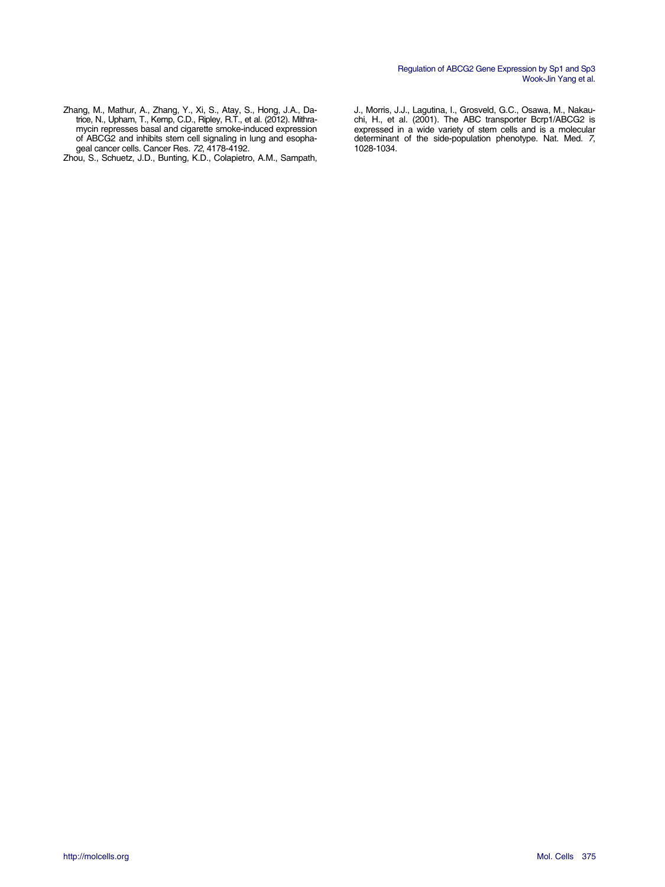Zhang, M., Mathur, A., Zhang, Y., Xi, S., Atay, S., Hong, J.A., Datrice, N., Upham, T., Kemp, C.D., Ripley, R.T., et al. (2012). Mithramycin represses basal and cigarette smoke-induced expression of ABCG2 and inhibits stem cell signaling in lung and esophageal cancer cells. Cancer Res. *72*, 4178-4192.

Zhou, S., Schuetz, J.D., Bunting, K.D., Colapietro, A.M., Sampath, J., Morris, J.J., Lagutina, I., Grosveld, G.C., Osawa, M., Nakauchi, H., et al. (2001). The ABC transporter Bcrp1/ABCG2 is expressed in a wide variety of stem cells and is a molecular determinant of the side-population phenotype. Nat. Med. *7*, 1028-1034.